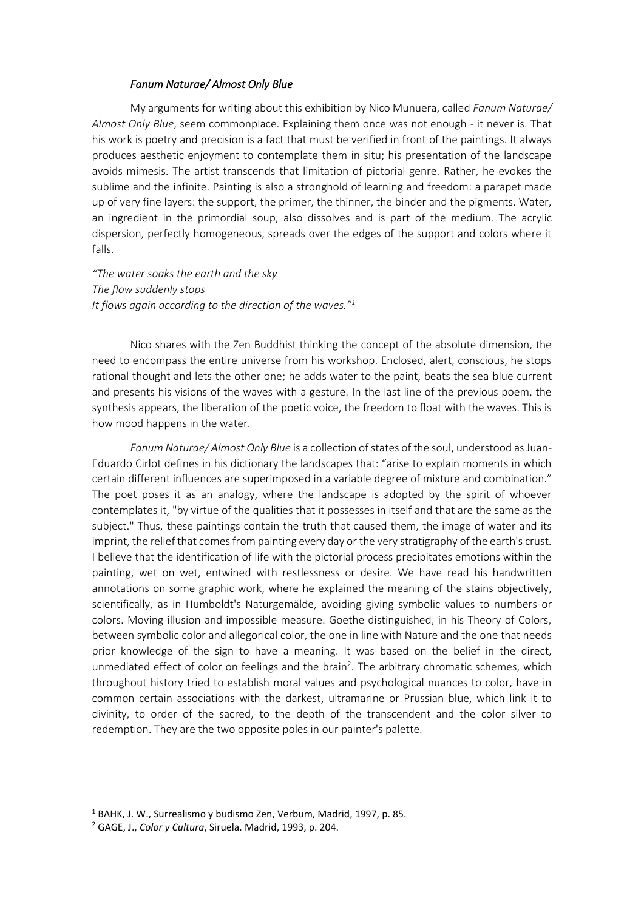## *Fanum Naturae/ Almost Only Blue*

My arguments for writing about this exhibition by Nico Munuera, called *Fanum Naturae/ Almost Only Blue*, seem commonplace. Explaining them once was not enough - it never is. That his work is poetry and precision is a fact that must be verified in front of the paintings. It always produces aesthetic enjoyment to contemplate them in situ; his presentation of the landscape avoids mimesis. The artist transcends that limitation of pictorial genre. Rather, he evokes the sublime and the infinite. Painting is also a stronghold of learning and freedom: a parapet made up of very fine layers: the support, the primer, the thinner, the binder and the pigments. Water, an ingredient in the primordial soup, also dissolves and is part of the medium. The acrylic dispersion, perfectly homogeneous, spreads over the edges of the support and colors where it falls.

*"The water soaks the earth and the sky*
*The flow suddenly stops*
*It flows again according to the direction of the waves."*[1]

Nico shares with the Zen Buddhist thinking the concept of the absolute dimension, the need to encompass the entire universe from his workshop. Enclosed, alert, conscious, he stops rational thought and lets the other one; he adds water to the paint, beats the sea blue current and presents his visions of the waves with a gesture. In the last line of the previous poem, the synthesis appears, the liberation of the poetic voice, the freedom to float with the waves. This is how mood happens in the water.

*Fanum Naturae/ Almost Only Blue* is a collection of states of the soul, understood as Juan-Eduardo Cirlot defines in his dictionary the landscapes that: "arise to explain moments in which certain different influences are superimposed in a variable degree of mixture and combination." The poet poses it as an analogy, where the landscape is adopted by the spirit of whoever contemplates it, "by virtue of the qualities that it possesses in itself and that are the same as the subject." Thus, these paintings contain the truth that caused them, the image of water and its imprint, the relief that comes from painting every day or the very stratigraphy of the earth's crust. I believe that the identification of life with the pictorial process precipitates emotions within the painting, wet on wet, entwined with restlessness or desire. We have read his handwritten annotations on some graphic work, where he explained the meaning of the stains objectively, scientifically, as in Humboldt's Naturgemälde, avoiding giving symbolic values to numbers or colors. Moving illusion and impossible measure. Goethe distinguished, in his Theory of Colors, between symbolic color and allegorical color, the one in line with Nature and the one that needs prior knowledge of the sign to have a meaning. It was based on the belief in the direct, unmediated effect of color on feelings and the brain[2]. The arbitrary chromatic schemes, which throughout history tried to establish moral values and psychological nuances to color, have in common certain associations with the darkest, ultramarine or Prussian blue, which link it to divinity, to order of the sacred, to the depth of the transcendent and the color silver to redemption. They are the two opposite poles in our painter's palette.

---

[1] BAHK, J. W., Surrealismo y budismo Zen, Verbum, Madrid, 1997, p. 85.

[2] GAGE, J., *Color y Cultura*, Siruela. Madrid, 1993, p. 204.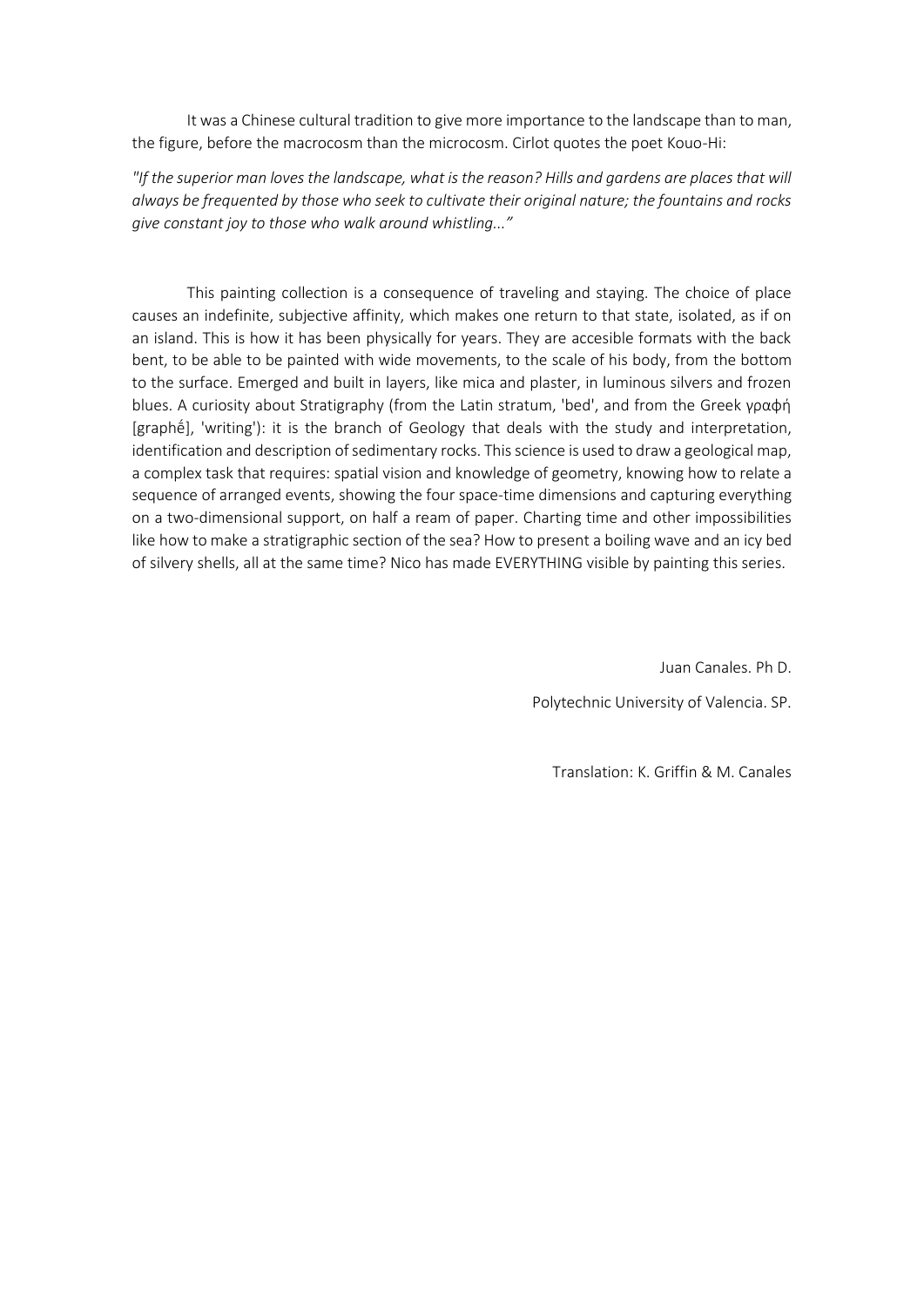It was a Chinese cultural tradition to give more importance to the landscape than to man, the figure, before the macrocosm than the microcosm. Cirlot quotes the poet Kouo-Hi:

*"If the superior man loves the landscape, what is the reason? Hills and gardens are places that will always be frequented by those who seek to cultivate their original nature; the fountains and rocks give constant joy to those who walk around whistling..."*

This painting collection is a consequence of traveling and staying. The choice of place causes an indefinite, subjective affinity, which makes one return to that state, isolated, as if on an island. This is how it has been physically for years. They are accesible formats with the back bent, to be able to be painted with wide movements, to the scale of his body, from the bottom to the surface. Emerged and built in layers, like mica and plaster, in luminous silvers and frozen blues. A curiosity about Stratigraphy (from the Latin stratum, 'bed', and from the Greek γραφή [graphḗ], 'writing'): it is the branch of Geology that deals with the study and interpretation, identification and description of sedimentary rocks. This science is used to draw a geological map, a complex task that requires: spatial vision and knowledge of geometry, knowing how to relate a sequence of arranged events, showing the four space-time dimensions and capturing everything on a two-dimensional support, on half a ream of paper. Charting time and other impossibilities like how to make a stratigraphic section of the sea? How to present a boiling wave and an icy bed of silvery shells, all at the same time? Nico has made EVERYTHING visible by painting this series.

Juan Canales. Ph D.

Polytechnic University of Valencia. SP.

Translation: K. Griffin & M. Canales